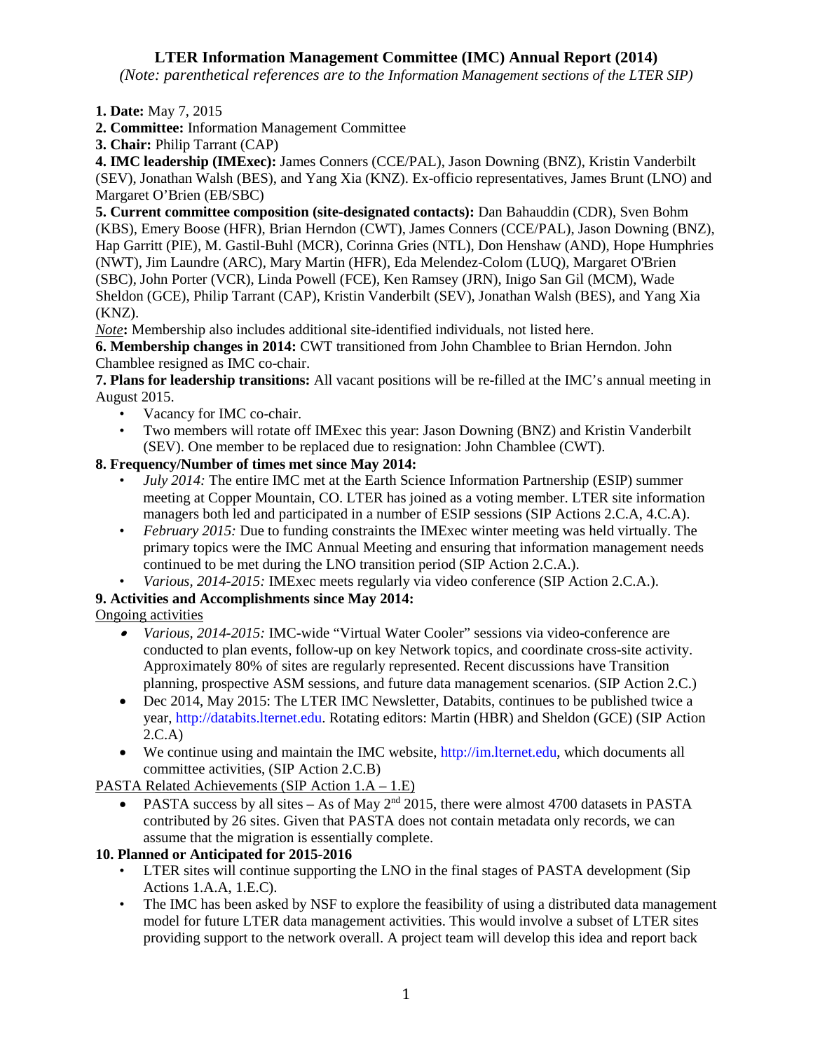# LTER Information Management Committee (IMC) Annual Report (2014)

*(Note: parenthetical references are to the Information Management sections of the LTER SIP)*

**1. Date:** May 7, 2015
**2. Committee:** Information Management Committee
**3. Chair:** Philip Tarrant (CAP)
**4. IMC leadership (IMExec):** James Conners (CCE/PAL), Jason Downing (BNZ), Kristin Vanderbilt (SEV), Jonathan Walsh (BES), and Yang Xia (KNZ). Ex-officio representatives, James Brunt (LNO) and Margaret O'Brien (EB/SBC)
**5. Current committee composition (site-designated contacts):** Dan Bahauddin (CDR), Sven Bohm (KBS), Emery Boose (HFR), Brian Herndon (CWT), James Conners (CCE/PAL), Jason Downing (BNZ), Hap Garritt (PIE), M. Gastil-Buhl (MCR), Corinna Gries (NTL), Don Henshaw (AND), Hope Humphries (NWT), Jim Laundre (ARC), Mary Martin (HFR), Eda Melendez-Colom (LUQ), Margaret O'Brien (SBC), John Porter (VCR), Linda Powell (FCE), Ken Ramsey (JRN), Inigo San Gil (MCM), Wade Sheldon (GCE), Philip Tarrant (CAP), Kristin Vanderbilt (SEV), Jonathan Walsh (BES), and Yang Xia (KNZ).
***Note*:** Membership also includes additional site-identified individuals, not listed here.
**6. Membership changes in 2014:** CWT transitioned from John Chamblee to Brian Herndon. John Chamblee resigned as IMC co-chair.
**7. Plans for leadership transitions:** All vacant positions will be re-filled at the IMC's annual meeting in August 2015.

- Vacancy for IMC co-chair.
- Two members will rotate off IMExec this year: Jason Downing (BNZ) and Kristin Vanderbilt (SEV). One member to be replaced due to resignation: John Chamblee (CWT).

**8. Frequency/Number of times met since May 2014:**

- *July 2014:* The entire IMC met at the Earth Science Information Partnership (ESIP) summer meeting at Copper Mountain, CO. LTER has joined as a voting member. LTER site information managers both led and participated in a number of ESIP sessions (SIP Actions 2.C.A, 4.C.A).
- *February 2015:* Due to funding constraints the IMExec winter meeting was held virtually. The primary topics were the IMC Annual Meeting and ensuring that information management needs continued to be met during the LNO transition period (SIP Action 2.C.A.).
- *Various, 2014-2015:* IMExec meets regularly via video conference (SIP Action 2.C.A.).

**9. Activities and Accomplishments since May 2014:**

Ongoing activities

- *Various, 2014-2015:* IMC-wide "Virtual Water Cooler" sessions via video-conference are conducted to plan events, follow-up on key Network topics, and coordinate cross-site activity. Approximately 80% of sites are regularly represented. Recent discussions have Transition planning, prospective ASM sessions, and future data management scenarios. (SIP Action 2.C.)
- Dec 2014, May 2015: The LTER IMC Newsletter, Databits, continues to be published twice a year, http://databits.lternet.edu. Rotating editors: Martin (HBR) and Sheldon (GCE) (SIP Action 2.C.A)
- We continue using and maintain the IMC website, http://im.lternet.edu, which documents all committee activities, (SIP Action 2.C.B)

PASTA Related Achievements (SIP Action 1.A – 1.E)

- PASTA success by all sites – As of May 2nd 2015, there were almost 4700 datasets in PASTA contributed by 26 sites. Given that PASTA does not contain metadata only records, we can assume that the migration is essentially complete.

**10. Planned or Anticipated for 2015-2016**

- LTER sites will continue supporting the LNO in the final stages of PASTA development (Sip Actions 1.A.A, 1.E.C).
- The IMC has been asked by NSF to explore the feasibility of using a distributed data management model for future LTER data management activities. This would involve a subset of LTER sites providing support to the network overall. A project team will develop this idea and report back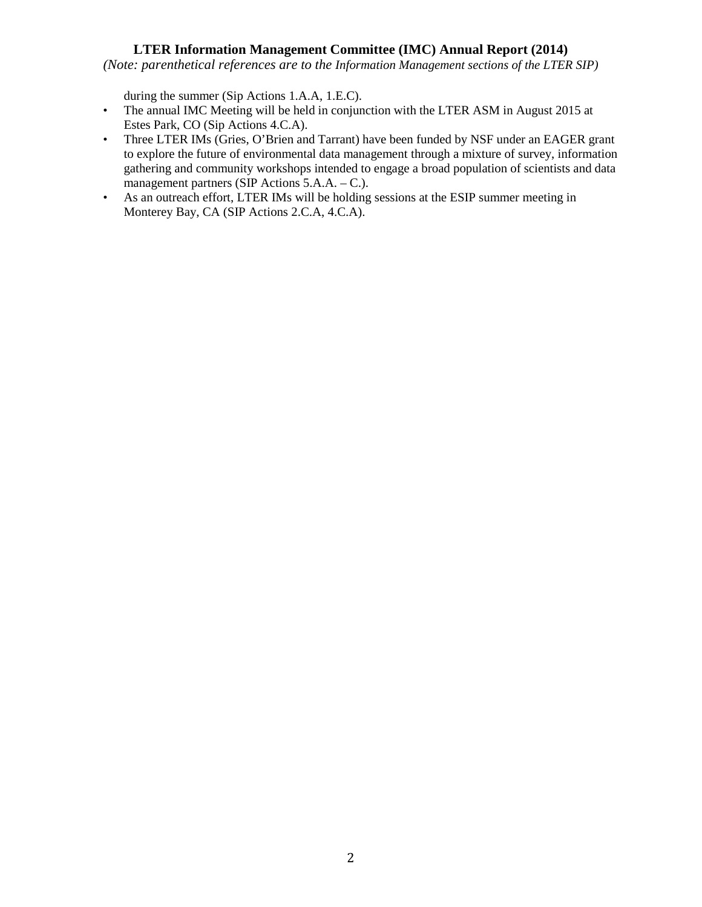during the summer (Sip Actions 1.A.A, 1.E.C).

- The annual IMC Meeting will be held in conjunction with the LTER ASM in August 2015 at Estes Park, CO (Sip Actions 4.C.A).
- Three LTER IMs (Gries, O'Brien and Tarrant) have been funded by NSF under an EAGER grant to explore the future of environmental data management through a mixture of survey, information gathering and community workshops intended to engage a broad population of scientists and data management partners (SIP Actions 5.A.A. – C.).
- As an outreach effort, LTER IMs will be holding sessions at the ESIP summer meeting in Monterey Bay, CA (SIP Actions 2.C.A, 4.C.A).